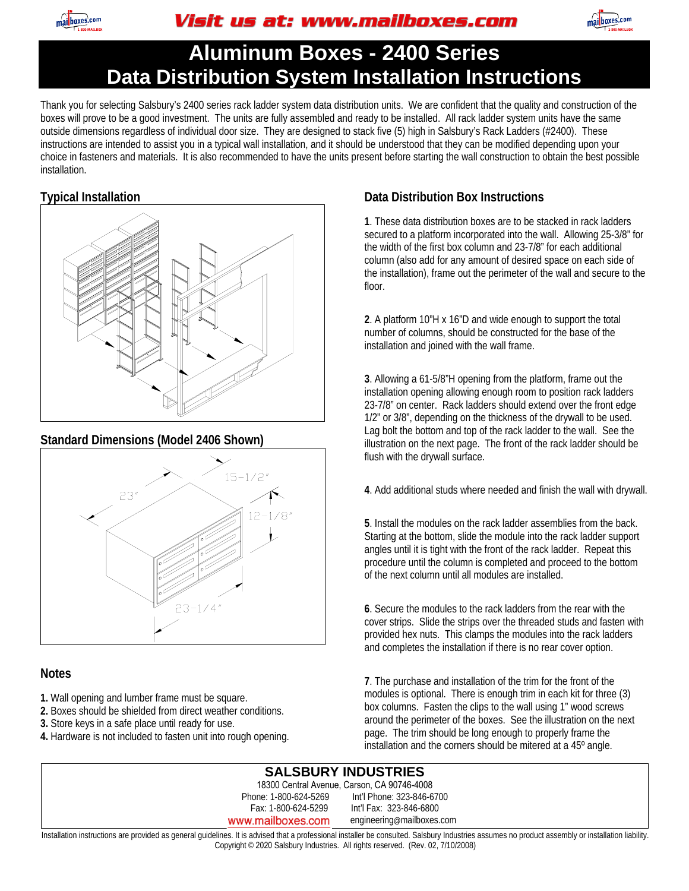Visit us at: www.mailboxes.com

# Aluminum Boxes - 2400 Series
# Data Distribution System Installation Instructions

Thank you for selecting Salsbury's 2400 series rack ladder system data distribution units. We are confident that the quality and construction of the boxes will prove to be a good investment. The units are fully assembled and ready to be installed. All rack ladder system units have the same outside dimensions regardless of individual door size. They are designed to stack five (5) high in Salsbury's Rack Ladders (#2400). These instructions are intended to assist you in a typical wall installation, and it should be understood that they can be modified depending upon your choice in fasteners and materials. It is also recommended to have the units present before starting the wall construction to obtain the best possible installation.

## Typical Installation

## Standard Dimensions (Model 2406 Shown)

23"

15-1/2"

12-1/8"

23-1/4"

## Notes

1. Wall opening and lumber frame must be square.
2. Boxes should be shielded from direct weather conditions.
3. Store keys in a safe place until ready for use.
4. Hardware is not included to fasten unit into rough opening.

## Data Distribution Box Instructions

**1**. These data distribution boxes are to be stacked in rack ladders secured to a platform incorporated into the wall. Allowing 25-3/8" for the width of the first box column and 23-7/8" for each additional column (also add for any amount of desired space on each side of the installation), frame out the perimeter of the wall and secure to the floor.

**2**. A platform 10"H x 16"D and wide enough to support the total number of columns, should be constructed for the base of the installation and joined with the wall frame.

**3**. Allowing a 61-5/8"H opening from the platform, frame out the installation opening allowing enough room to position rack ladders 23-7/8" on center. Rack ladders should extend over the front edge 1/2" or 3/8", depending on the thickness of the drywall to be used. Lag bolt the bottom and top of the rack ladder to the wall. See the illustration on the next page. The front of the rack ladder should be flush with the drywall surface.

**4**. Add additional studs where needed and finish the wall with drywall.

**5**. Install the modules on the rack ladder assemblies from the back. Starting at the bottom, slide the module into the rack ladder support angles until it is tight with the front of the rack ladder. Repeat this procedure until the column is completed and proceed to the bottom of the next column until all modules are installed.

**6**. Secure the modules to the rack ladders from the rear with the cover strips. Slide the strips over the threaded studs and fasten with provided hex nuts. This clamps the modules into the rack ladders and completes the installation if there is no rear cover option.

**7**. The purchase and installation of the trim for the front of the modules is optional. There is enough trim in each kit for three (3) box columns. Fasten the clips to the wall using 1" wood screws around the perimeter of the boxes. See the illustration on the next page. The trim should be long enough to properly frame the installation and the corners should be mitered at a 45º angle.

**SALSBURY INDUSTRIES**
18300 Central Avenue, Carson, CA 90746-4008
Phone: 1-800-624-5269 Int'l Phone: 323-846-6700
Fax: 1-800-624-5299 Int'l Fax: 323-846-6800
www.mailboxes.com engineering@mailboxes.com

Installation instructions are provided as general guidelines. It is advised that a professional installer be consulted. Salsbury Industries assumes no product assembly or installation liability.
Copyright © 2020 Salsbury Industries. All rights reserved. (Rev. 02, 7/10/2008)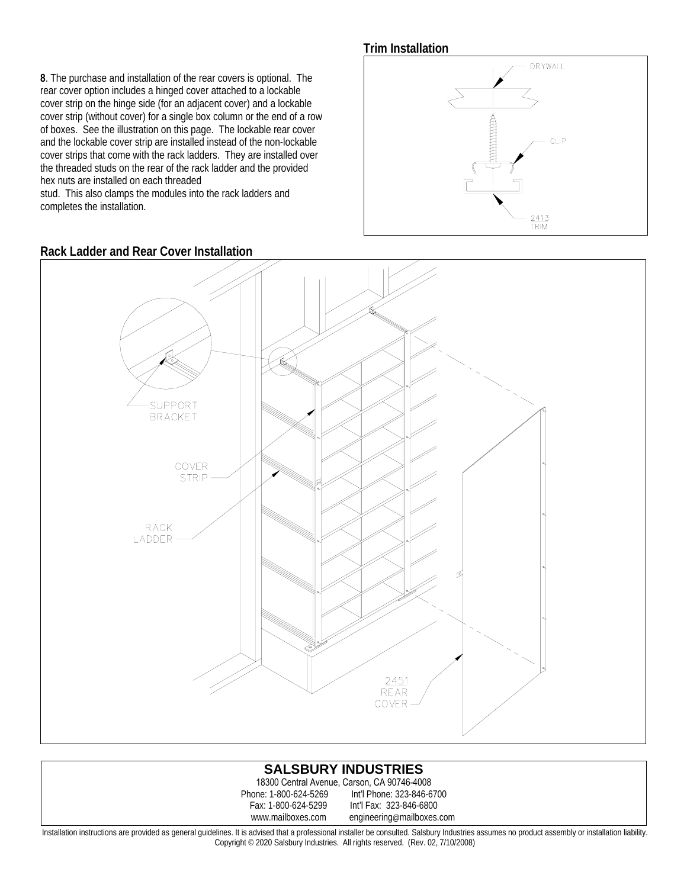**8**. The purchase and installation of the rear covers is optional. The rear cover option includes a hinged cover attached to a lockable cover strip on the hinge side (for an adjacent cover) and a lockable cover strip (without cover) for a single box column or the end of a row of boxes. See the illustration on this page. The lockable rear cover and the lockable cover strip are installed instead of the non-lockable cover strips that come with the rack ladders. They are installed over the threaded studs on the rear of the rack ladder and the provided hex nuts are installed on each threaded stud. This also clamps the modules into the rack ladders and completes the installation.

## Trim Installation

DRYWALL

CLIP

2413
TRIM

## Rack Ladder and Rear Cover Installation

SUPPORT
BRACKET

COVER
STRIP

RACK
LADDER

2451
REAR
COVER

**SALSBURY INDUSTRIES**

18300 Central Avenue, Carson, CA 90746-4008

Phone: 1-800-624-5269 Int'l Phone: 323-846-6700

Fax: 1-800-624-5299 Int'l Fax: 323-846-6800

www.mailboxes.com engineering@mailboxes.com

Installation instructions are provided as general guidelines. It is advised that a professional installer be consulted. Salsbury Industries assumes no product assembly or installation liability.
Copyright © 2020 Salsbury Industries. All rights reserved. (Rev. 02, 7/10/2008)